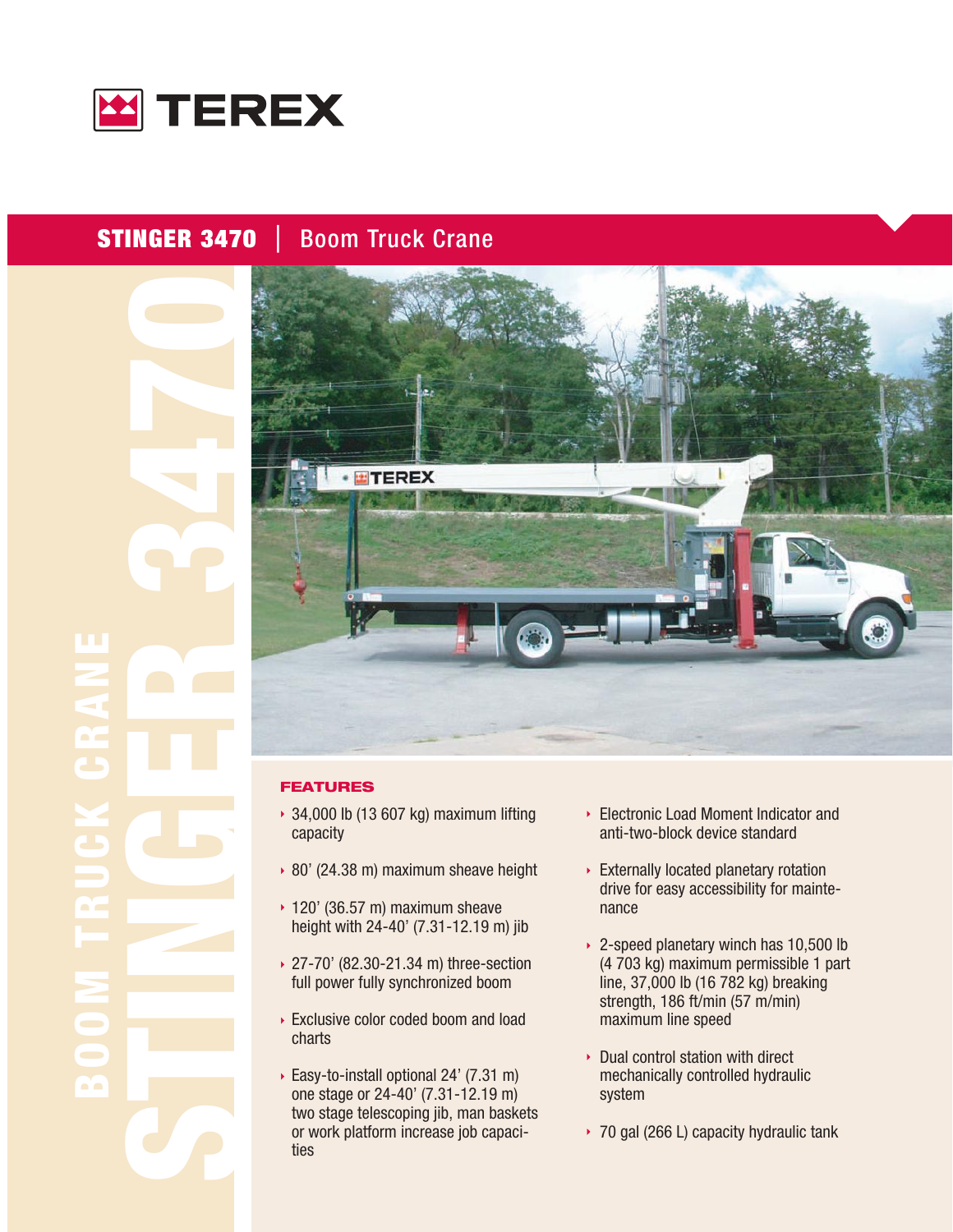TEREX

# STINGER 3470 | Boom Truck Crane

BOOM TRUCK CRANE

STINGER 3470

## FEATURES

- 34,000 lb (13 607 kg) maximum lifting capacity
- 80' (24.38 m) maximum sheave height
- 120' (36.57 m) maximum sheave height with 24-40' (7.31-12.19 m) jib
- 27-70' (82.30-21.34 m) three-section full power fully synchronized boom
- Exclusive color coded boom and load charts
- Easy-to-install optional 24' (7.31 m) one stage or 24-40' (7.31-12.19 m) two stage telescoping jib, man baskets or work platform increase job capacities
- Electronic Load Moment Indicator and anti-two-block device standard
- Externally located planetary rotation drive for easy accessibility for maintenance
- 2-speed planetary winch has 10,500 lb (4 703 kg) maximum permissible 1 part line, 37,000 lb (16 782 kg) breaking strength, 186 ft/min (57 m/min) maximum line speed
- Dual control station with direct mechanically controlled hydraulic system
- 70 gal (266 L) capacity hydraulic tank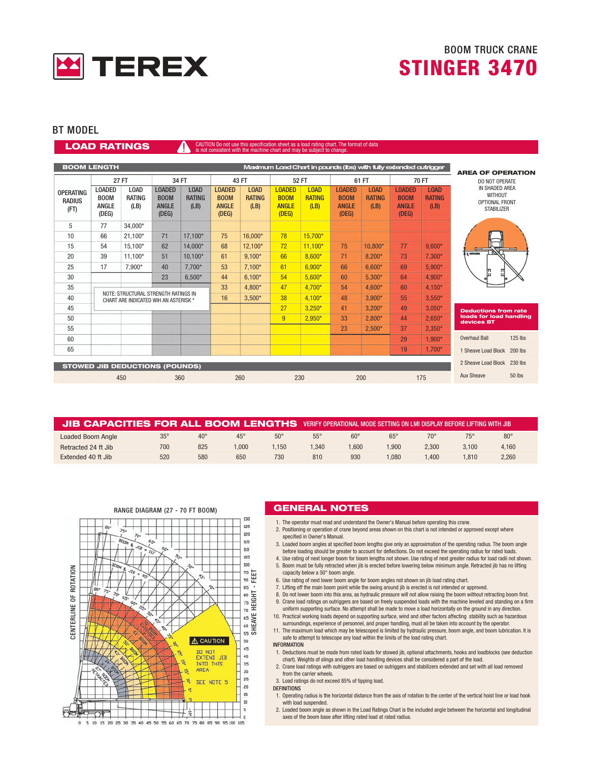# TEREX

BOOM TRUCK CRANE

## STINGER 3470

## BT MODEL

## LOAD RATINGS

CAUTION Do not use this specification sheet as a load rating chart. The format of data is not consistent with the machine chart and may be subject to change.

**BOOM LENGTH** — Maximum Load Chart in pounds (lbs) with fully extended outrigger

| OPERATING RADIUS (FT) | 27 FT | | 34 FT | | 43 FT | | 52 FT | | 61 FT | | 70 FT | |
|---|---|---|---|---|---|---|---|---|---|---|---|---|
| | LOADED BOOM ANGLE (DEG) | LOAD RATING (LB) | LOADED BOOM ANGLE (DEG) | LOAD RATING (LB) | LOADED BOOM ANGLE (DEG) | LOAD RATING (LB) | LOADED BOOM ANGLE (DEG) | LOAD RATING (LB) | LOADED BOOM ANGLE (DEG) | LOAD RATING (LB) | LOADED BOOM ANGLE (DEG) | LOAD RATING (LB) |
| 5 | 77 | 34,000* | | | | | | | | | | |
| 10 | 66 | 21,100* | 71 | 17,100* | 75 | 16,000* | 78 | 15,700* | | | | |
| 15 | 54 | 15,100* | 62 | 14,000* | 68 | 12,100* | 72 | 11,100* | 75 | 10,800* | 77 | 9,600* |
| 20 | 39 | 11,100* | 51 | 10,100* | 61 | 9,100* | 66 | 8,600* | 71 | 8,200* | 73 | 7,300* |
| 25 | 17 | 7,900* | 40 | 7,700* | 53 | 7,100* | 61 | 6,900* | 66 | 6,600* | 69 | 5,900* |
| 30 | | | 23 | 6,500* | 44 | 6,100* | 54 | 5,600* | 60 | 5,300* | 64 | 4,900* |
| 35 | | | | | 33 | 4,800* | 47 | 4,700* | 54 | 4,600* | 60 | 4,150* |
| 40 | | | | | 16 | 3,500* | 38 | 4,100* | 48 | 3,900* | 55 | 3,550* |
| 45 | | | | | | | 27 | 3,250* | 41 | 3,200* | 49 | 3,050* |
| 50 | | | | | | | 9 | 2,950* | 33 | 2,800* | 44 | 2,650* |
| 55 | | | | | | | | | 23 | 2,500* | 37 | 2,350* |
| 60 | | | | | | | | | | | 29 | 1,900* |
| 65 | | | | | | | | | | | 19 | 1,700* |
| **STOWED JIB DEDUCTIONS (POUNDS)** | 450 | | 360 | | 260 | | 230 | | 200 | | 175 | |

NOTE: STRUCTURAL STRENGTH RATINGS IN CHART ARE INDICATED WIH AN ASTERISK *

### AREA OF OPERATION

DO NOT OPERATE IN SHADED AREA WITHOUT OPTIONAL FRONT STABILIZER

### Deductions from rate loads for load handling devices BT

| Device | Deduction |
|---|---|
| Overhaul Ball | 125 lbs |
| 1 Sheave Load Block | 200 lbs |
| 2 Sheave Load Block | 230 lbs |
| Aux Sheave | 50 lbs |

## JIB CAPACITIES FOR ALL BOOM LENGTHS

VERIFY OPERATIONAL MODE SETTING ON LMI DISPLAY BEFORE LIFTING WITH JIB

| Loaded Boom Angle | 35° | 40° | 45° | 50° | 55° | 60° | 65° | 70° | 75° | 80° |
|---|---|---|---|---|---|---|---|---|---|---|
| Retracted 24 ft Jib | 700 | 825 | 1,000 | 1,150 | 1,340 | 1,600 | 1,900 | 2,300 | 3,100 | 4,160 |
| Extended 40 ft Jib | 520 | 580 | 650 | 730 | 810 | 930 | 1,080 | 1,400 | 1,810 | 2,260 |

### RANGE DIAGRAM (27 - 70 FT BOOM)

CAUTION: DO NOT EXTEND JIB INTO THIS AREA. SEE NOTE 5

## GENERAL NOTES

1. The operator must read and understand the Owner's Manual before operating this crane.
2. Positioning or operation of crane beyond areas shown on this chart is not intended or approved except where specified in Owner's Manual.
3. Loaded boom angles at specified boom lengths give only an approximation of the operating radius. The boom angle before loading should be greater to account for deflections. Do not exceed the operating radius for rated loads.
4. Use rating of next longer boom for boom lengths not shown. Use rating of next greater radius for load radii not shown.
5. Boom must be fully retracted when jib is erected before lowering below minimum angle. Retracted jib has no lifting capacity below a 50° boom angle.
6. Use rating of next lower boom angle for boom angles not shown on jib load rating chart.
7. Lifting off the main boom point while the swing around jib is erected is not intended or approved.
8. Do not lower boom into this area, as hydraulic pressure will not allow raising the boom without retracting boom first.
9. Crane load ratings on outriggers are based on freely suspended loads with the machine leveled and standing on a firm uniform supporting surface. No attempt shall be made to move a load horizontally on the ground in any direction.
10. Practical working loads depend on supporting surface, wind and other factors affecting stability such as hazardous surroundings, experience of personnel, and proper handling, must all be taken into account by the operator.
11. The maximum load which may be telescoped is limited by hydraulic pressure, boom angle, and boom lubrication. It is safe to attempt to telescope any load within the limits of the load rating chart.

**INFORMATION**

1. Deductions must be made from rated loads for stowed jib, optional attachments, hooks and loadblocks (see deduction chart). Weights of slings and other load handling devices shall be considered a part of the load.
2. Crane load ratings with outriggers are based on outriggers and stabilizers extended and set with all load removed from the carrier wheels.
3. Load ratings do not exceed 85% of tipping load.

**DEFINITIONS**

1. Operating radius is the horizontal distance from the axis of rotation to the center of the vertical hoist line or load hook with load suspended.
2. Loaded boom angle as shown in the Load Ratings Chart is the included angle between the horizontal and longitudinal axes of the boom base after lifting rated load at rated radius.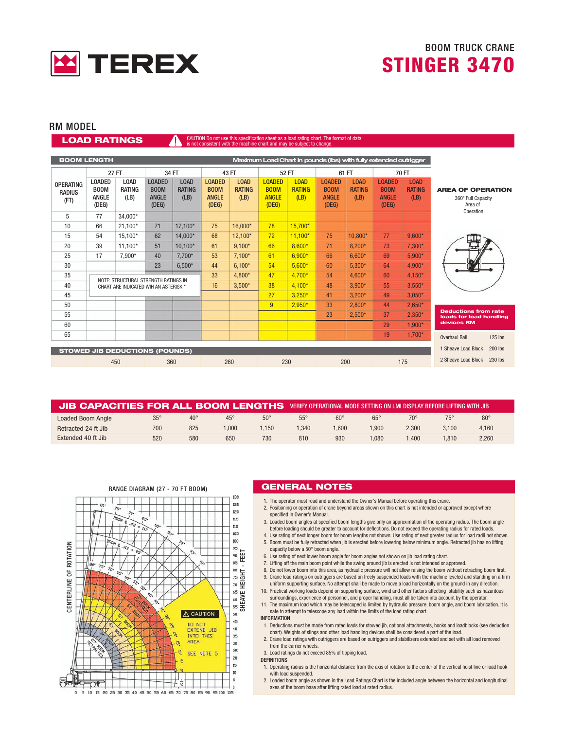# TEREX

BOOM TRUCK CRANE

# STINGER 3470

## RM MODEL

## LOAD RATINGS

CAUTION Do not use this specification sheet as a load rating chart. The format of data is not consistent with the machine chart and may be subject to change.

**BOOM LENGTH** — Maximum Load Chart in pounds (lbs) with fully extended outrigger

| OPERATING RADIUS (FT) | 27 FT LOADED BOOM ANGLE (DEG) | 27 FT LOAD RATING (LB) | 34 FT LOADED BOOM ANGLE (DEG) | 34 FT LOAD RATING (LB) | 43 FT LOADED BOOM ANGLE (DEG) | 43 FT LOAD RATING (LB) | 52 FT LOADED BOOM ANGLE (DEG) | 52 FT LOAD RATING (LB) | 61 FT LOADED BOOM ANGLE (DEG) | 61 FT LOAD RATING (LB) | 70 FT LOADED BOOM ANGLE (DEG) | 70 FT LOAD RATING (LB) |
|---|---|---|---|---|---|---|---|---|---|---|---|---|
| 5 | 77 | 34,000* | | | | | | | | | | |
| 10 | 66 | 21,100* | 71 | 17,100* | 75 | 16,000* | 78 | 15,700* | | | | |
| 15 | 54 | 15,100* | 62 | 14,000* | 68 | 12,100* | 72 | 11,100* | 75 | 10,800* | 77 | 9,600* |
| 20 | 39 | 11,100* | 51 | 10,100* | 61 | 9,100* | 66 | 8,600* | 71 | 8,200* | 73 | 7,300* |
| 25 | 17 | 7,900* | 40 | 7,700* | 53 | 7,100* | 61 | 6,900* | 66 | 6,600* | 69 | 5,900* |
| 30 | | | 23 | 6,500* | 44 | 6,100* | 54 | 5,600* | 60 | 5,300* | 64 | 4,900* |
| 35 | | | | | 33 | 4,800* | 47 | 4,700* | 54 | 4,600* | 60 | 4,150* |
| 40 | | | | | 16 | 3,500* | 38 | 4,100* | 48 | 3,900* | 55 | 3,550* |
| 45 | | | | | | | 27 | 3,250* | 41 | 3,200* | 49 | 3,050* |
| 50 | | | | | | | 9 | 2,950* | 33 | 2,800* | 44 | 2,650* |
| 55 | | | | | | | | | 23 | 2,500* | 37 | 2,350* |
| 60 | | | | | | | | | | | 29 | 1,900* |
| 65 | | | | | | | | | | | 19 | 1,700* |

NOTE: STRUCTURAL STRENGTH RATINGS IN CHART ARE INDICATED WIH AN ASTERISK *

**STOWED JIB DEDUCTIONS (POUNDS)**

| 27 FT | 34 FT | 43 FT | 52 FT | 61 FT | 70 FT |
|---|---|---|---|---|---|
| 450 | 360 | 260 | 230 | 200 | 175 |

**AREA OF OPERATION**

360º Full Capacity Area of Operation

**Deductions from rate loads for load handling devices RM**

| Device | Deduction |
|---|---|
| Overhaul Ball | 125 lbs |
| 1 Sheave Load Block | 200 lbs |
| 2 Sheave Load Block | 230 lbs |

## JIB CAPACITIES FOR ALL BOOM LENGTHS

VERIFY OPERATIONAL MODE SETTING ON LMI DISPLAY BEFORE LIFTING WITH JIB

| Loaded Boom Angle | 35° | 40° | 45° | 50° | 55° | 60° | 65° | 70° | 75° | 80° |
|---|---|---|---|---|---|---|---|---|---|---|
| Retracted 24 ft Jib | 700 | 825 | 1,000 | 1,150 | 1,340 | 1,600 | 1,900 | 2,300 | 3,100 | 4,160 |
| Extended 40 ft Jib | 520 | 580 | 650 | 730 | 810 | 930 | 1,080 | 1,400 | 1,810 | 2,260 |

RANGE DIAGRAM (27 - 70 FT BOOM)

## GENERAL NOTES

1. The operator must read and understand the Owner's Manual before operating this crane.
2. Positioning or operation of crane beyond areas shown on this chart is not intended or approved except where specified in Owner's Manual.
3. Loaded boom angles at specified boom lengths give only an approximation of the operating radius. The boom angle before loading should be greater to account for deflections. Do not exceed the operating radius for rated loads.
4. Use rating of next longer boom for boom lengths not shown. Use rating of next greater radius for load radii not shown.
5. Boom must be fully retracted when jib is erected before lowering below minimum angle. Retracted jib has no lifting capacity below a 50° boom angle.
6. Use rating of next lower boom angle for boom angles not shown on jib load rating chart.
7. Lifting off the main boom point while the swing around jib is erected is not intended or approved.
8. Do not lower boom into this area, as hydraulic pressure will not allow raising the boom without retracting boom first.
9. Crane load ratings on outriggers are based on freely suspended loads with the machine leveled and standing on a firm uniform supporting surface. No attempt shall be made to move a load horizontally on the ground in any direction.
10. Practical working loads depend on supporting surface, wind and other factors affecting stability such as hazardous surroundings, experience of personnel, and proper handling, must all be taken into account by the operator.
11. The maximum load which may be telescoped is limited by hydraulic pressure, boom angle, and boom lubrication. It is safe to attempt to telescope any load within the limits of the load rating chart.

INFORMATION

1. Deductions must be made from rated loads for stowed jib, optional attachments, hooks and loadblocks (see deduction chart). Weights of slings and other load handling devices shall be considered a part of the load.
2. Crane load ratings with outriggers are based on outriggers and stabilizers extended and set with all load removed from the carrier wheels.
3. Load ratings do not exceed 85% of tipping load.

DEFINITIONS

1. Operating radius is the horizontal distance from the axis of rotation to the center of the vertical hoist line or load hook with load suspended.
2. Loaded boom angle as shown in the Load Ratings Chart is the included angle between the horizontal and longitudinal axes of the boom base after lifting rated load at rated radius.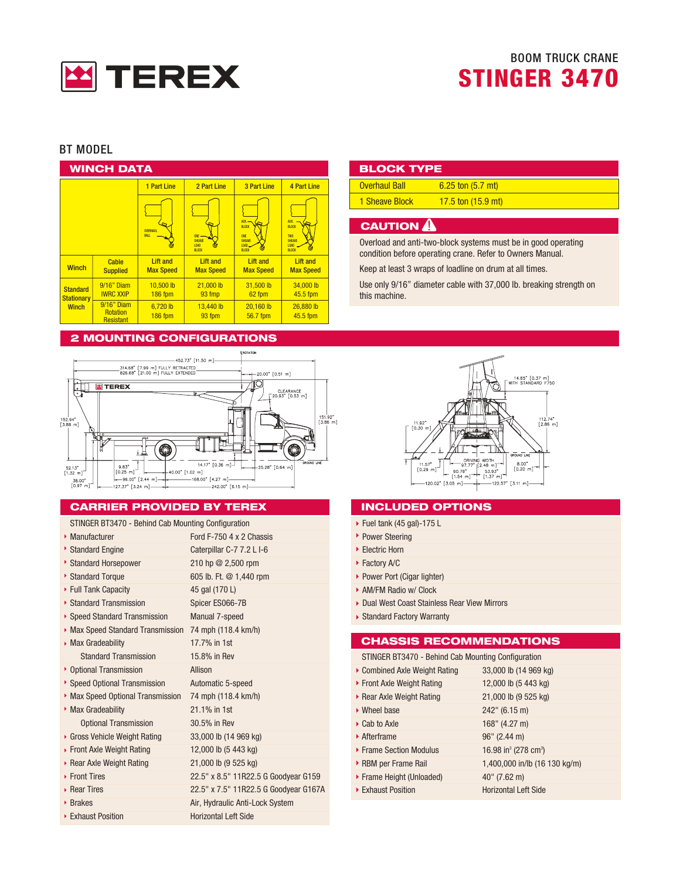BOOM TRUCK CRANE

# STINGER 3470

## BT MODEL

### WINCH DATA

| Winch | Cable Supplied | 1 Part Line | 2 Part Line | 3 Part Line | 4 Part Line |
|---|---|---|---|---|---|
| | | Lift and Max Speed | Lift and Max Speed | Lift and Max Speed | Lift and Max Speed |
| Standard Stationary Winch | 9/16" Diam IWRC XXIP | 10,500 lb 186 fpm | 21,000 lb 93 fmp | 31,500 lb 62 fpm | 34,000 lb 45.5 fpm |
| | 9/16" Diam Rotation Resistant | 6,720 lb 186 fpm | 13,440 lb 93 fpm | 20,160 lb 56.7 fpm | 26,880 lb 45.5 fpm |

### BLOCK TYPE

| | |
|---|---|
| Overhaul Ball | 6.25 ton (5.7 mt) |
| 1 Sheave Block | 17.5 ton (15.9 mt) |

### CAUTION

Overload and anti-two-block systems must be in good operating condition before operating crane. Refer to Owners Manual.

Keep at least 3 wraps of loadline on drum at all times.

Use only 9/16" diameter cable with 37,000 lb. breaking strength on this machine.

### 2 MOUNTING CONFIGURATIONS

### CARRIER PROVIDED BY TEREX

STINGER BT3470 - Behind Cab Mounting Configuration

| | |
|---|---|
| Manufacturer | Ford F-750 4 x 2 Chassis |
| Standard Engine | Caterpillar C-7 7.2 L I-6 |
| Standard Horsepower | 210 hp @ 2,500 rpm |
| Standard Torque | 605 lb. Ft. @ 1,440 rpm |
| Full Tank Capacity | 45 gal (170 L) |
| Standard Transmission | Spicer ES066-7B |
| Speed Standard Transmission | Manual 7-speed |
| Max Speed Standard Transmission | 74 mph (118.4 km/h) |
| Max Gradeability | 17.7% in 1st |
| Standard Transmission | 15.8% in Rev |
| Optional Transmission | Allison |
| Speed Optional Transmission | Automatic 5-speed |
| Max Speed Optional Transmission | 74 mph (118.4 km/h) |
| Max Gradeability | 21.1% in 1st |
| Optional Transmission | 30.5% in Rev |
| Gross Vehicle Weight Rating | 33,000 lb (14 969 kg) |
| Front Axle Weight Rating | 12,000 lb (5 443 kg) |
| Rear Axle Weight Rating | 21,000 lb (9 525 kg) |
| Front Tires | 22.5" x 8.5" 11R22.5 G Goodyear G159 |
| Rear Tires | 22.5" x 7.5" 11R22.5 G Goodyear G167A |
| Brakes | Air, Hydraulic Anti-Lock System |
| Exhaust Position | Horizontal Left Side |

### INCLUDED OPTIONS

- Fuel tank (45 gal)-175 L
- Power Steering
- Electric Horn
- Factory A/C
- Power Port (Cigar lighter)
- AM/FM Radio w/ Clock
- Dual West Coast Stainless Rear View Mirrors
- Standard Factory Warranty

### CHASSIS RECOMMENDATIONS

STINGER BT3470 - Behind Cab Mounting Configuration

| | |
|---|---|
| Combined Axle Weight Rating | 33,000 lb (14 969 kg) |
| Front Axle Weight Rating | 12,000 lb (5 443 kg) |
| Rear Axle Weight Rating | 21,000 lb (9 525 kg) |
| Wheel base | 242" (6.15 m) |
| Cab to Axle | 168" (4.27 m) |
| Afterframe | 96" (2.44 m) |
| Frame Section Modulus | 16.98 in$^3$ (278 cm$^3$) |
| RBM per Frame Rail | 1,400,000 in/lb (16 130 kg/m) |
| Frame Height (Unloaded) | 40" (7.62 m) |
| Exhaust Position | Horizontal Left Side |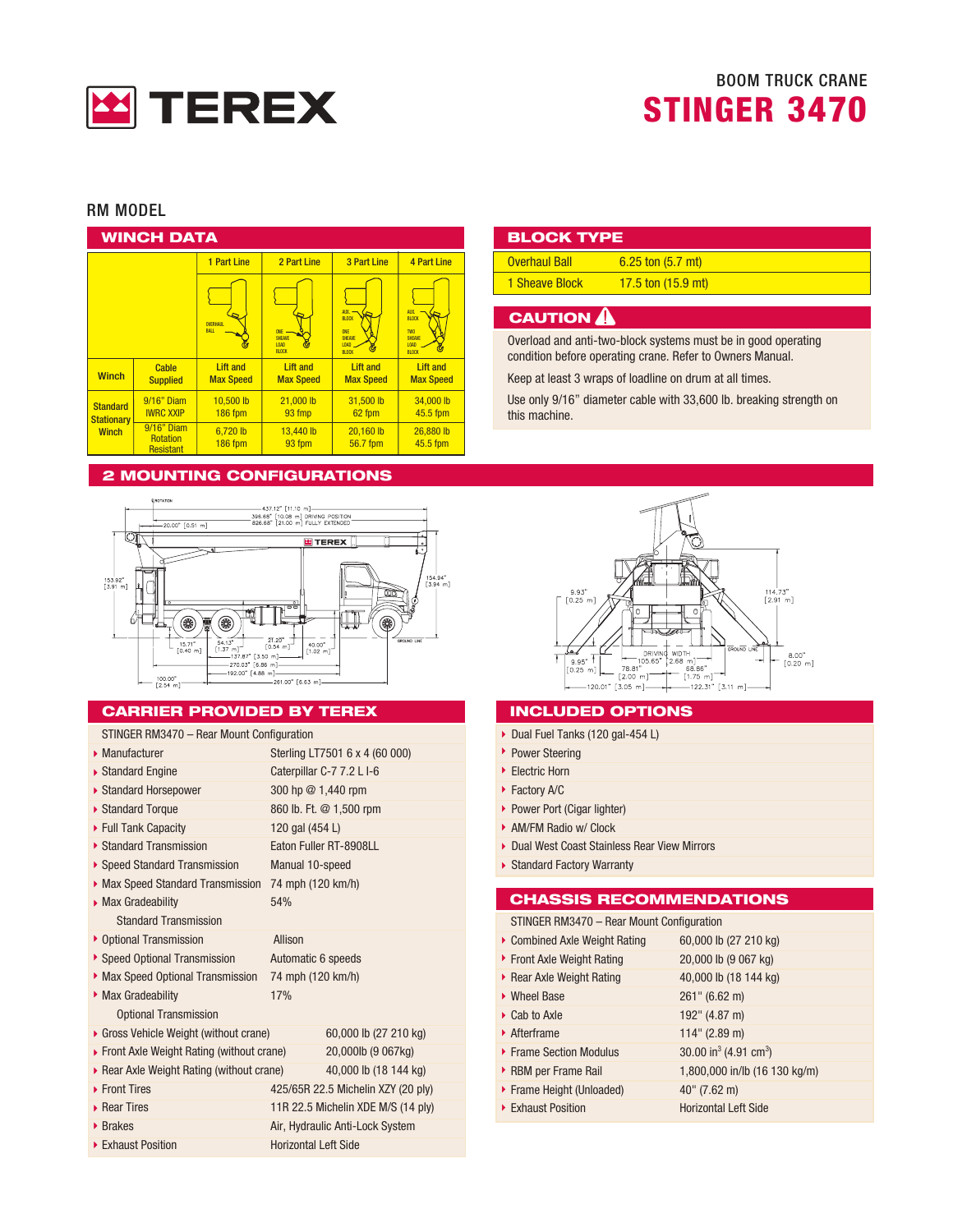# TEREX

BOOM TRUCK CRANE

# STINGER 3470

## RM MODEL

### WINCH DATA

| Winch | Cable Supplied | 1 Part Line | 2 Part Line | 3 Part Line | 4 Part Line |
|---|---|---|---|---|---|
| | | Lift and Max Speed | Lift and Max Speed | Lift and Max Speed | Lift and Max Speed |
| Standard Stationary Winch | 9/16" Diam IWRC XXIP | 10,500 lb 186 fpm | 21,000 lb 93 fmp | 31,500 lb 62 fpm | 34,000 lb 45.5 fpm |
| | 9/16" Diam Rotation Resistant | 6,720 lb 186 fpm | 13,440 lb 93 fpm | 20,160 lb 56.7 fpm | 26,880 lb 45.5 fpm |

### BLOCK TYPE

| Block | Capacity |
|---|---|
| Overhaul Ball | 6.25 ton (5.7 mt) |
| 1 Sheave Block | 17.5 ton (15.9 mt) |

### CAUTION

Overload and anti-two-block systems must be in good operating condition before operating crane. Refer to Owners Manual.

Keep at least 3 wraps of loadline on drum at all times.

Use only 9/16" diameter cable with 33,600 lb. breaking strength on this machine.

### 2 MOUNTING CONFIGURATIONS

### CARRIER PROVIDED BY TEREX

STINGER RM3470 – Rear Mount Configuration

| | |
|---|---|
| Manufacturer | Sterling LT7501 6 x 4 (60 000) |
| Standard Engine | Caterpillar C-7 7.2 L I-6 |
| Standard Horsepower | 300 hp @ 1,440 rpm |
| Standard Torque | 860 lb. Ft. @ 1,500 rpm |
| Full Tank Capacity | 120 gal (454 L) |
| Standard Transmission | Eaton Fuller RT-8908LL |
| Speed Standard Transmission | Manual 10-speed |
| Max Speed Standard Transmission | 74 mph (120 km/h) |
| Max Gradeability Standard Transmission | 54% |
| Optional Transmission | Allison |
| Speed Optional Transmission | Automatic 6 speeds |
| Max Speed Optional Transmission | 74 mph (120 km/h) |
| Max Gradeability Optional Transmission | 17% |
| Gross Vehicle Weight (without crane) | 60,000 lb (27 210 kg) |
| Front Axle Weight Rating (without crane) | 20,000lb (9 067kg) |
| Rear Axle Weight Rating (without crane) | 40,000 lb (18 144 kg) |
| Front Tires | 425/65R 22.5 Michelin XZY (20 ply) |
| Rear Tires | 11R 22.5 Michelin XDE M/S (14 ply) |
| Brakes | Air, Hydraulic Anti-Lock System |
| Exhaust Position | Horizontal Left Side |

### INCLUDED OPTIONS

- Dual Fuel Tanks (120 gal-454 L)
- Power Steering
- Electric Horn
- Factory A/C
- Power Port (Cigar lighter)
- AM/FM Radio w/ Clock
- Dual West Coast Stainless Rear View Mirrors
- Standard Factory Warranty

### CHASSIS RECOMMENDATIONS

STINGER RM3470 – Rear Mount Configuration

| | |
|---|---|
| Combined Axle Weight Rating | 60,000 lb (27 210 kg) |
| Front Axle Weight Rating | 20,000 lb (9 067 kg) |
| Rear Axle Weight Rating | 40,000 lb (18 144 kg) |
| Wheel Base | 261" (6.62 m) |
| Cab to Axle | 192" (4.87 m) |
| Afterframe | 114" (2.89 m) |
| Frame Section Modulus | 30.00 in$^3$ (4.91 cm$^3$) |
| RBM per Frame Rail | 1,800,000 in/lb (16 130 kg/m) |
| Frame Height (Unloaded) | 40" (7.62 m) |
| Exhaust Position | Horizontal Left Side |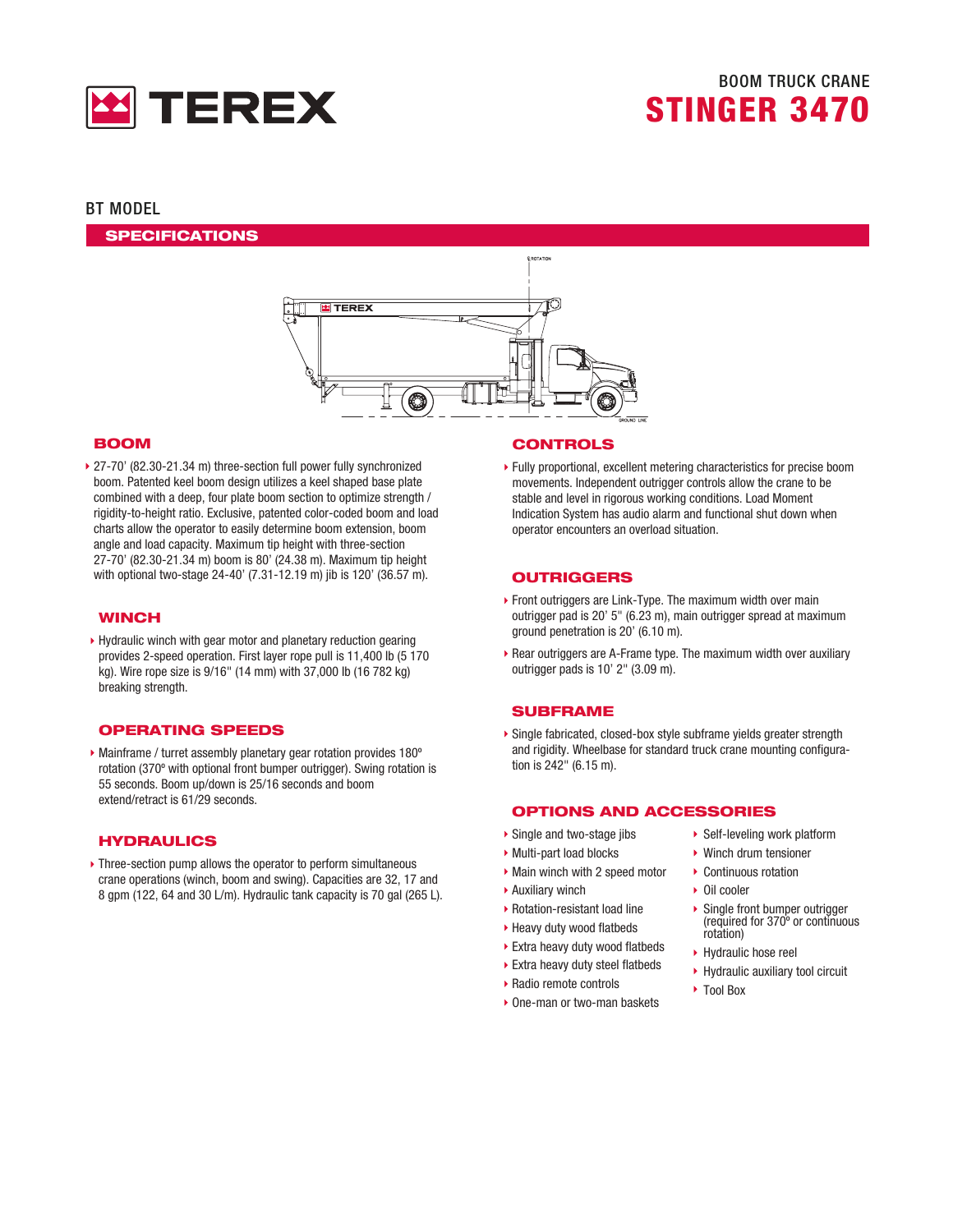# BOOM TRUCK CRANE

# STINGER 3470

## BT MODEL

## SPECIFICATIONS

### BOOM

- 27-70' (82.30-21.34 m) three-section full power fully synchronized boom. Patented keel boom design utilizes a keel shaped base plate combined with a deep, four plate boom section to optimize strength / rigidity-to-height ratio. Exclusive, patented color-coded boom and load charts allow the operator to easily determine boom extension, boom angle and load capacity. Maximum tip height with three-section 27-70' (82.30-21.34 m) boom is 80' (24.38 m). Maximum tip height with optional two-stage 24-40' (7.31-12.19 m) jib is 120' (36.57 m).

### WINCH

- Hydraulic winch with gear motor and planetary reduction gearing provides 2-speed operation. First layer rope pull is 11,400 lb (5 170 kg). Wire rope size is 9/16" (14 mm) with 37,000 lb (16 782 kg) breaking strength.

### OPERATING SPEEDS

- Mainframe / turret assembly planetary gear rotation provides 180º rotation (370º with optional front bumper outrigger). Swing rotation is 55 seconds. Boom up/down is 25/16 seconds and boom extend/retract is 61/29 seconds.

### HYDRAULICS

- Three-section pump allows the operator to perform simultaneous crane operations (winch, boom and swing). Capacities are 32, 17 and 8 gpm (122, 64 and 30 L/m). Hydraulic tank capacity is 70 gal (265 L).

### CONTROLS

- Fully proportional, excellent metering characteristics for precise boom movements. Independent outrigger controls allow the crane to be stable and level in rigorous working conditions. Load Moment Indication System has audio alarm and functional shut down when operator encounters an overload situation.

### OUTRIGGERS

- Front outriggers are Link-Type. The maximum width over main outrigger pad is 20' 5" (6.23 m), main outrigger spread at maximum ground penetration is 20' (6.10 m).
- Rear outriggers are A-Frame type. The maximum width over auxiliary outrigger pads is 10' 2" (3.09 m).

### SUBFRAME

- Single fabricated, closed-box style subframe yields greater strength and rigidity. Wheelbase for standard truck crane mounting configuration is 242" (6.15 m).

### OPTIONS AND ACCESSORIES

- Single and two-stage jibs
- Multi-part load blocks
- Main winch with 2 speed motor
- Auxiliary winch
- Rotation-resistant load line
- Heavy duty wood flatbeds
- Extra heavy duty wood flatbeds
- Extra heavy duty steel flatbeds
- Radio remote controls
- One-man or two-man baskets
- Self-leveling work platform
- Winch drum tensioner
- Continuous rotation
- Oil cooler
- Single front bumper outrigger (required for 370º or continuous rotation)
- Hydraulic hose reel
- Hydraulic auxiliary tool circuit
- Tool Box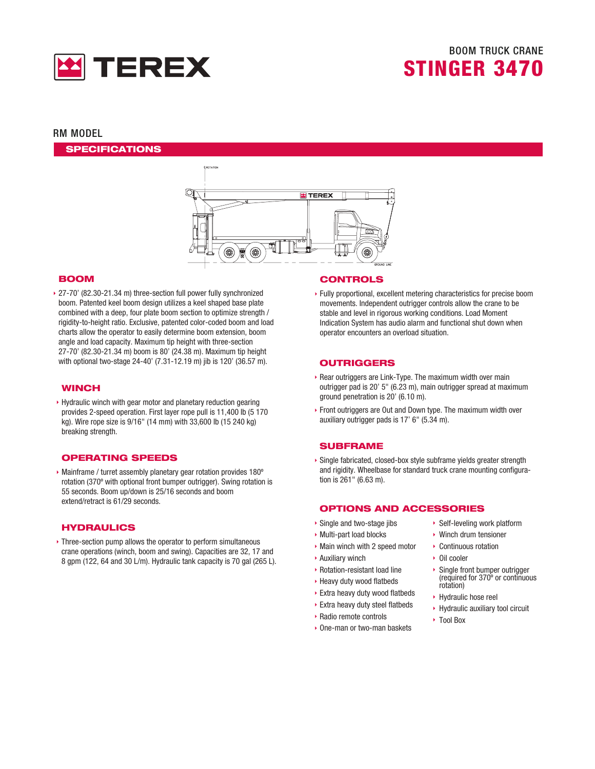# TEREX

BOOM TRUCK CRANE

# STINGER 3470

RM MODEL

## SPECIFICATIONS

### BOOM

- 27-70' (82.30-21.34 m) three-section full power fully synchronized boom. Patented keel boom design utilizes a keel shaped base plate combined with a deep, four plate boom section to optimize strength / rigidity-to-height ratio. Exclusive, patented color-coded boom and load charts allow the operator to easily determine boom extension, boom angle and load capacity. Maximum tip height with three-section 27-70' (82.30-21.34 m) boom is 80' (24.38 m). Maximum tip height with optional two-stage 24-40' (7.31-12.19 m) jib is 120' (36.57 m).

### WINCH

- Hydraulic winch with gear motor and planetary reduction gearing provides 2-speed operation. First layer rope pull is 11,400 lb (5 170 kg). Wire rope size is 9/16" (14 mm) with 33,600 lb (15 240 kg) breaking strength.

### OPERATING SPEEDS

- Mainframe / turret assembly planetary gear rotation provides 180º rotation (370º with optional front bumper outrigger). Swing rotation is 55 seconds. Boom up/down is 25/16 seconds and boom extend/retract is 61/29 seconds.

### HYDRAULICS

- Three-section pump allows the operator to perform simultaneous crane operations (winch, boom and swing). Capacities are 32, 17 and 8 gpm (122, 64 and 30 L/m). Hydraulic tank capacity is 70 gal (265 L).

### CONTROLS

- Fully proportional, excellent metering characteristics for precise boom movements. Independent outrigger controls allow the crane to be stable and level in rigorous working conditions. Load Moment Indication System has audio alarm and functional shut down when operator encounters an overload situation.

### OUTRIGGERS

- Rear outriggers are Link-Type. The maximum width over main outrigger pad is 20' 5" (6.23 m), main outrigger spread at maximum ground penetration is 20' (6.10 m).
- Front outriggers are Out and Down type. The maximum width over auxiliary outrigger pads is 17' 6" (5.34 m).

### SUBFRAME

- Single fabricated, closed-box style subframe yields greater strength and rigidity. Wheelbase for standard truck crane mounting configuration is 261" (6.63 m).

### OPTIONS AND ACCESSORIES

- Single and two-stage jibs
- Multi-part load blocks
- Main winch with 2 speed motor
- Auxiliary winch
- Rotation-resistant load line
- Heavy duty wood flatbeds
- Extra heavy duty wood flatbeds
- Extra heavy duty steel flatbeds
- Radio remote controls
- One-man or two-man baskets
- Self-leveling work platform
- Winch drum tensioner
- Continuous rotation
- Oil cooler
- Single front bumper outrigger (required for 370º or continuous rotation)
- Hydraulic hose reel
- Hydraulic auxiliary tool circuit
- Tool Box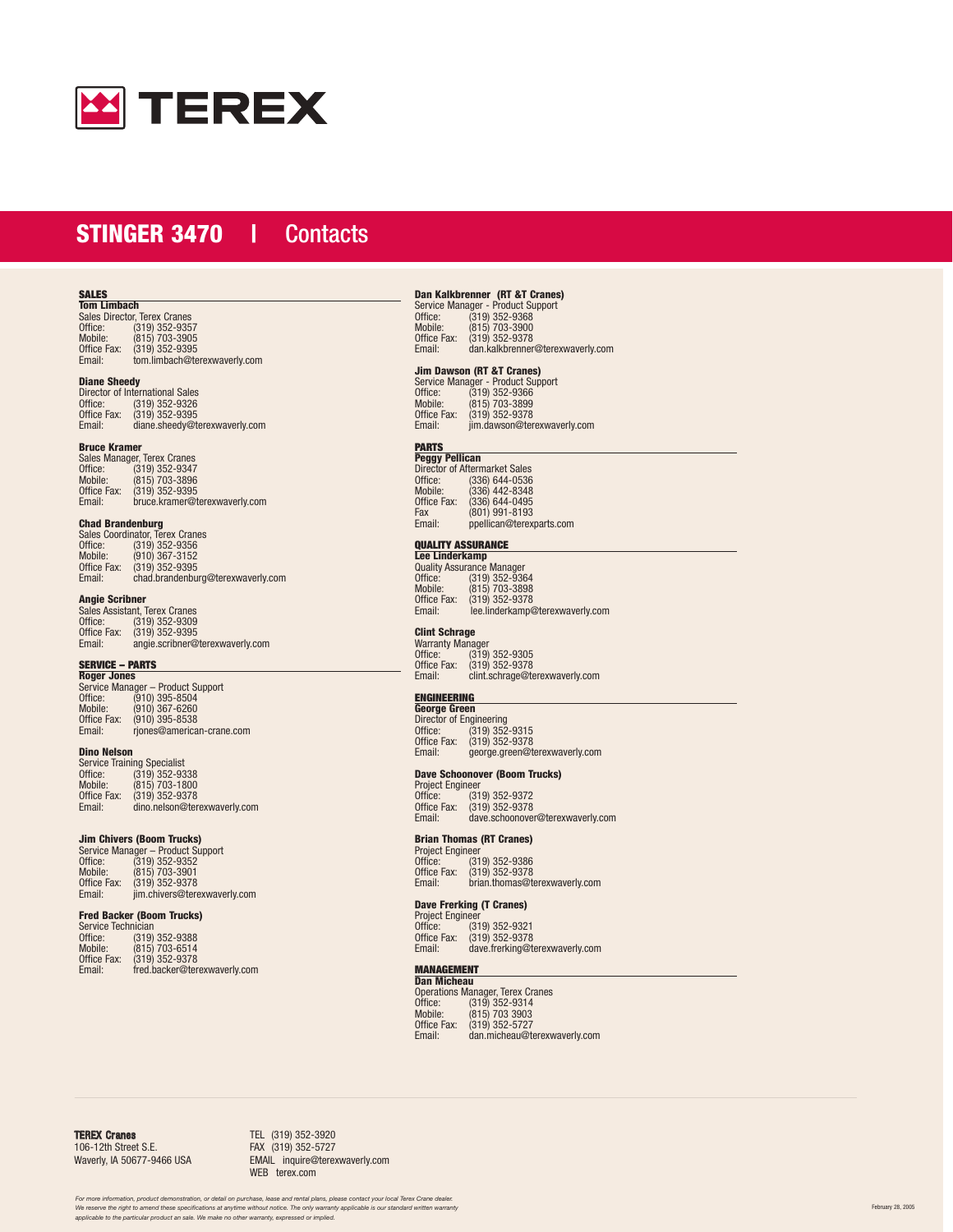# TEREX

## STINGER 3470 | Contacts

### SALES

**Tom Limbach**
Sales Director, Terex Cranes
Office: (319) 352-9357
Mobile: (815) 703-3905
Office Fax: (319) 352-9395
Email: tom.limbach@terexwaverly.com

**Diane Sheedy**
Director of International Sales
Office: (319) 352-9326
Office Fax: (319) 352-9395
Email: diane.sheedy@terexwaverly.com

**Bruce Kramer**
Sales Manager, Terex Cranes
Office: (319) 352-9347
Mobile: (815) 703-3896
Office Fax: (319) 352-9395
Email: bruce.kramer@terexwaverly.com

**Chad Brandenburg**
Sales Coordinator, Terex Cranes
Office: (319) 352-9356
Mobile: (910) 367-3152
Office Fax: (319) 352-9395
Email: chad.brandenburg@terexwaverly.com

**Angie Scribner**
Sales Assistant, Terex Cranes
Office: (319) 352-9309
Office Fax: (319) 352-9395
Email: angie.scribner@terexwaverly.com

### SERVICE – PARTS

**Roger Jones**
Service Manager – Product Support
Office: (910) 395-8504
Mobile: (910) 367-6260
Office Fax: (910) 395-8538
Email: rjones@american-crane.com

**Dino Nelson**
Service Training Specialist
Office: (319) 352-9338
Mobile: (815) 703-1800
Office Fax: (319) 352-9378
Email: dino.nelson@terexwaverly.com

**Jim Chivers (Boom Trucks)**
Service Manager – Product Support
Office: (319) 352-9352
Mobile: (815) 703-3901
Office Fax: (319) 352-9378
Email: jim.chivers@terexwaverly.com

**Fred Backer (Boom Trucks)**
Service Technician
Office: (319) 352-9388
Mobile: (815) 703-6514
Office Fax: (319) 352-9378
Email: fred.backer@terexwaverly.com

**Dan Kalkbrenner (RT &T Cranes)**
Service Manager - Product Support
Office: (319) 352-9368
Mobile: (815) 703-3900
Office Fax: (319) 352-9378
Email: dan.kalkbrenner@terexwaverly.com

**Jim Dawson (RT &T Cranes)**
Service Manager - Product Support
Office: (319) 352-9366
Mobile: (815) 703-3899
Office Fax: (319) 352-9378
Email: jim.dawson@terexwaverly.com

### PARTS

**Peggy Pellican**
Director of Aftermarket Sales
Office: (336) 644-0536
Mobile: (336) 442-8348
Office Fax: (336) 644-0495
Fax (801) 991-8193
Email: ppellican@terexparts.com

### QUALITY ASSURANCE

**Lee Linderkamp**
Quality Assurance Manager
Office: (319) 352-9364
Mobile: (815) 703-3898
Office Fax: (319) 352-9378
Email: lee.linderkamp@terexwaverly.com

**Clint Schrage**
Warranty Manager
Office: (319) 352-9305
Office Fax: (319) 352-9378
Email: clint.schrage@terexwaverly.com

### ENGINEERING

**George Green**
Director of Engineering
Office: (319) 352-9315
Office Fax: (319) 352-9378
Email: george.green@terexwaverly.com

**Dave Schoonover (Boom Trucks)**
Project Engineer
Office: (319) 352-9372
Office Fax: (319) 352-9378
Email: dave.schoonover@terexwaverly.com

**Brian Thomas (RT Cranes)**
Project Engineer
Office: (319) 352-9386
Office Fax: (319) 352-9378
Email: brian.thomas@terexwaverly.com

**Dave Frerking (T Cranes)**
Project Engineer
Office: (319) 352-9321
Office Fax: (319) 352-9378
Email: dave.frerking@terexwaverly.com

### MANAGEMENT

**Dan Micheau**
Operations Manager, Terex Cranes
Office: (319) 352-9314
Mobile: (815) 703 3903
Office Fax: (319) 352-5727
Email: dan.micheau@terexwaverly.com

---

**TEREX Cranes**
106-12th Street S.E.
Waverly, IA 50677-9466 USA

TEL (319) 352-3920
FAX (319) 352-5727
EMAIL inquire@terexwaverly.com
WEB terex.com

*For more information, product demonstration, or detail on purchase, lease and rental plans, please contact your local Terex Crane dealer. We reserve the right to amend these specifications at anytime without notice. The only warranty applicable is our standard written warranty applicable to the particular product an sale. We make no other warranty, expressed or implied.*

February 28, 2005